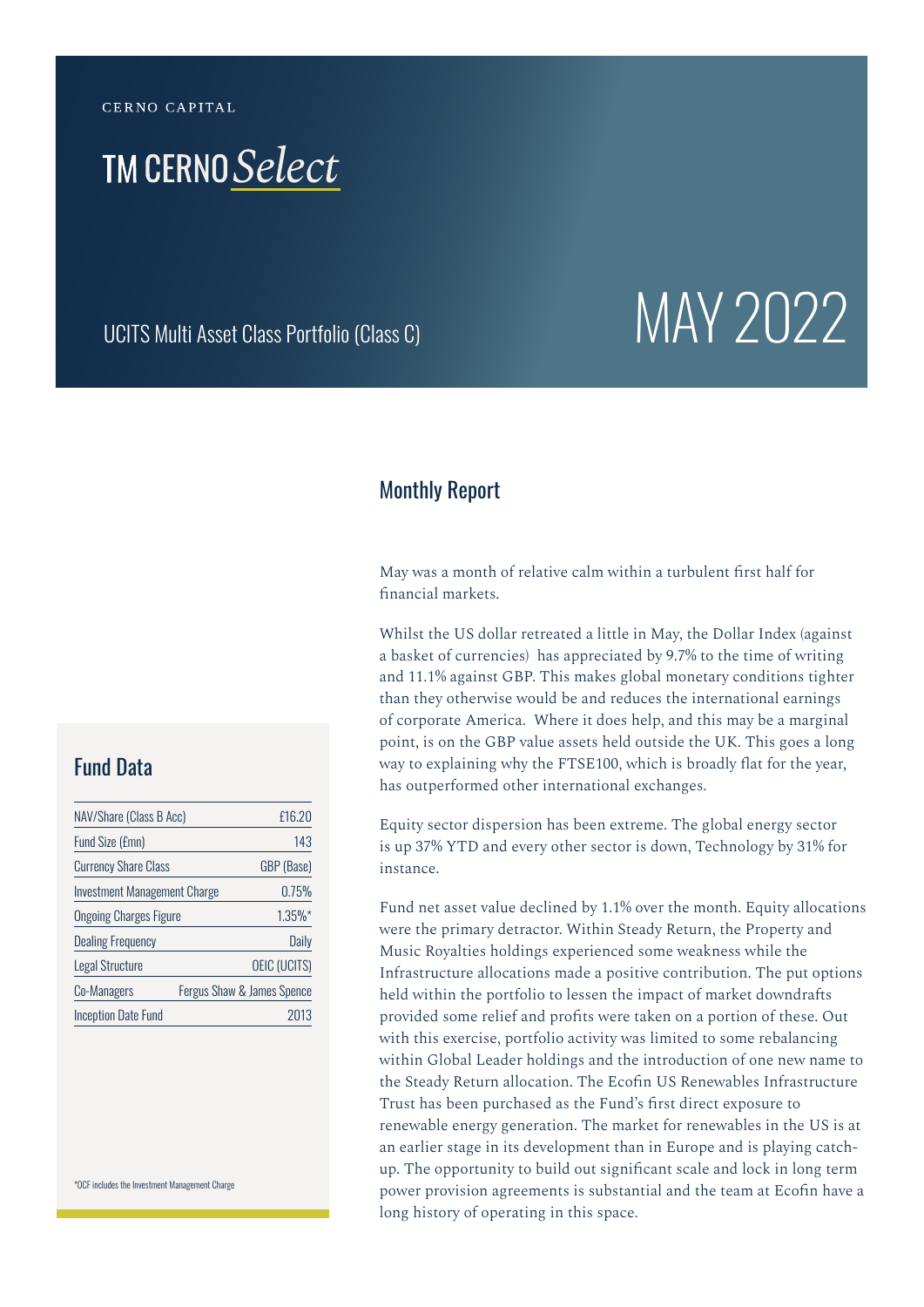CERNO CAPITAL

# TM CERNO *Select*

UCITS Multi Asset Class Portfolio (Class C)

MAY 2022

## Fund Data

| | |
|---|---|
| NAV/Share (Class B Acc) | £16.20 |
| Fund Size (£mn) | 143 |
| Currency Share Class | GBP (Base) |
| Investment Management Charge | 0.75% |
| Ongoing Charges Figure | 1.35%* |
| Dealing Frequency | Daily |
| Legal Structure | OEIC (UCITS) |
| Co-Managers | Fergus Shaw & James Spence |
| Inception Date Fund | 2013 |

*OCF includes the Investment Management Charge

## Monthly Report

May was a month of relative calm within a turbulent first half for financial markets.

Whilst the US dollar retreated a little in May, the Dollar Index (against a basket of currencies) has appreciated by 9.7% to the time of writing and 11.1% against GBP. This makes global monetary conditions tighter than they otherwise would be and reduces the international earnings of corporate America. Where it does help, and this may be a marginal point, is on the GBP value assets held outside the UK. This goes a long way to explaining why the FTSE100, which is broadly flat for the year, has outperformed other international exchanges.

Equity sector dispersion has been extreme. The global energy sector is up 37% YTD and every other sector is down, Technology by 31% for instance.

Fund net asset value declined by 1.1% over the month. Equity allocations were the primary detractor. Within Steady Return, the Property and Music Royalties holdings experienced some weakness while the Infrastructure allocations made a positive contribution. The put options held within the portfolio to lessen the impact of market downdrafts provided some relief and profits were taken on a portion of these. Out with this exercise, portfolio activity was limited to some rebalancing within Global Leader holdings and the introduction of one new name to the Steady Return allocation. The Ecofin US Renewables Infrastructure Trust has been purchased as the Fund's first direct exposure to renewable energy generation. The market for renewables in the US is at an earlier stage in its development than in Europe and is playing catch-up. The opportunity to build out significant scale and lock in long term power provision agreements is substantial and the team at Ecofin have a long history of operating in this space.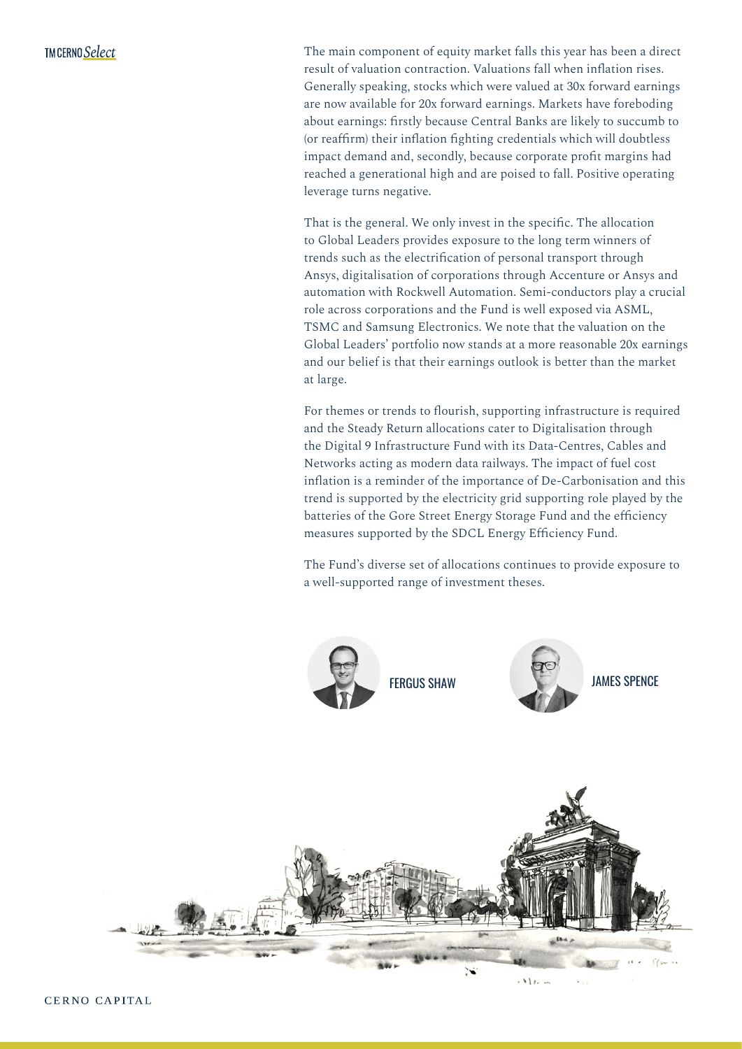The main component of equity market falls this year has been a direct result of valuation contraction. Valuations fall when inflation rises. Generally speaking, stocks which were valued at 30x forward earnings are now available for 20x forward earnings. Markets have foreboding about earnings: firstly because Central Banks are likely to succumb to (or reaffirm) their inflation fighting credentials which will doubtless impact demand and, secondly, because corporate profit margins had reached a generational high and are poised to fall. Positive operating leverage turns negative.

That is the general. We only invest in the specific. The allocation to Global Leaders provides exposure to the long term winners of trends such as the electrification of personal transport through Ansys, digitalisation of corporations through Accenture or Ansys and automation with Rockwell Automation. Semi-conductors play a crucial role across corporations and the Fund is well exposed via ASML, TSMC and Samsung Electronics. We note that the valuation on the Global Leaders' portfolio now stands at a more reasonable 20x earnings and our belief is that their earnings outlook is better than the market at large.

For themes or trends to flourish, supporting infrastructure is required and the Steady Return allocations cater to Digitalisation through the Digital 9 Infrastructure Fund with its Data-Centres, Cables and Networks acting as modern data railways. The impact of fuel cost inflation is a reminder of the importance of De-Carbonisation and this trend is supported by the electricity grid supporting role played by the batteries of the Gore Street Energy Storage Fund and the efficiency measures supported by the SDCL Energy Efficiency Fund.

The Fund's diverse set of allocations continues to provide exposure to a well-supported range of investment theses.

FERGUS SHAW

JAMES SPENCE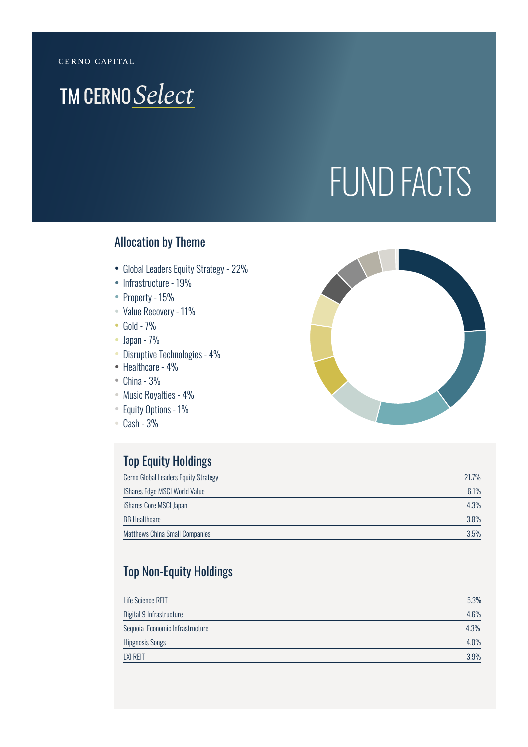CERNO CAPITAL

# TM CERNO *Select*

# FUND FACTS

## Allocation by Theme

- Global Leaders Equity Strategy - 22%
- Infrastructure - 19%
- Property - 15%
- Value Recovery - 11%
- Gold - 7%
- Japan - 7%
- Disruptive Technologies - 4%
- Healthcare - 4%
- China - 3%
- Music Royalties - 4%
- Equity Options - 1%
- Cash - 3%

## Top Equity Holdings

| | |
|---|---|
| Cerno Global Leaders Equity Strategy | 21.7% |
| IShares Edge MSCI World Value | 6.1% |
| iShares Core MSCI Japan | 4.3% |
| BB Healthcare | 3.8% |
| Matthews China Small Companies | 3.5% |

## Top Non-Equity Holdings

| | |
|---|---|
| Life Science REIT | 5.3% |
| Digital 9 Infrastructure | 4.6% |
| Sequoia Economic Infrastructure | 4.3% |
| Hipgnosis Songs | 4.0% |
| LXI REIT | 3.9% |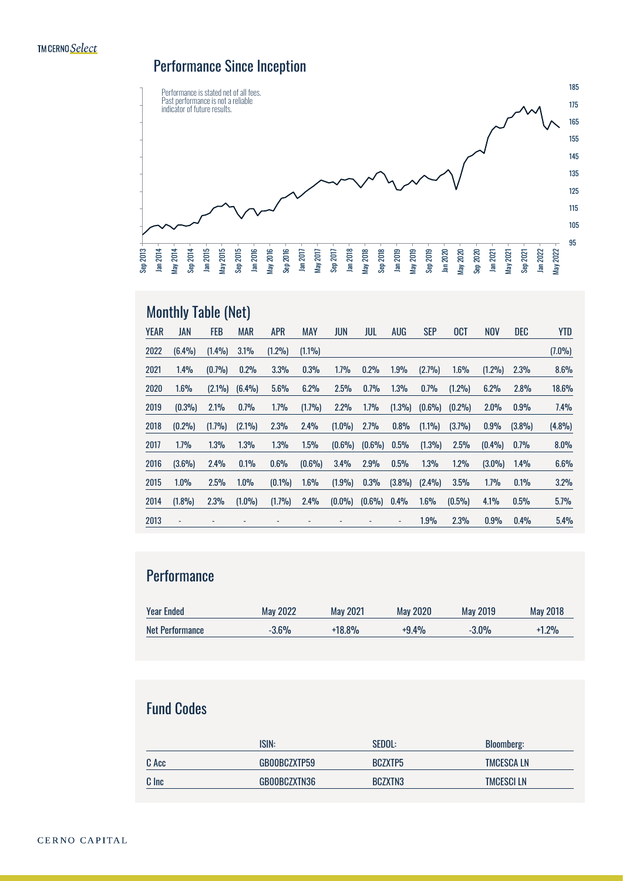# Performance Since Inception

Performance is stated net of all fees. Past performance is not a reliable indicator of future results.

## Monthly Table (Net)

| YEAR | JAN | FEB | MAR | APR | MAY | JUN | JUL | AUG | SEP | OCT | NOV | DEC | YTD |
|---|---|---|---|---|---|---|---|---|---|---|---|---|---|
| 2022 | (6.4%) | (1.4%) | 3.1% | (1.2%) | (1.1%) | | | | | | | | (7.0%) |
| 2021 | 1.4% | (0.7%) | 0.2% | 3.3% | 0.3% | 1.7% | 0.2% | 1.9% | (2.7%) | 1.6% | (1.2%) | 2.3% | 8.6% |
| 2020 | 1.6% | (2.1%) | (6.4%) | 5.6% | 6.2% | 2.5% | 0.7% | 1.3% | 0.7% | (1.2%) | 6.2% | 2.8% | 18.6% |
| 2019 | (0.3%) | 2.1% | 0.7% | 1.7% | (1.7%) | 2.2% | 1.7% | (1.3%) | (0.6%) | (0.2%) | 2.0% | 0.9% | 7.4% |
| 2018 | (0.2%) | (1.7%) | (2.1%) | 2.3% | 2.4% | (1.0%) | 2.7% | 0.8% | (1.1%) | (3.7%) | 0.9% | (3.8%) | (4.8%) |
| 2017 | 1.7% | 1.3% | 1.3% | 1.3% | 1.5% | (0.6%) | (0.6%) | 0.5% | (1.3%) | 2.5% | (0.4%) | 0.7% | 8.0% |
| 2016 | (3.6%) | 2.4% | 0.1% | 0.6% | (0.6%) | 3.4% | 2.9% | 0.5% | 1.3% | 1.2% | (3.0%) | 1.4% | 6.6% |
| 2015 | 1.0% | 2.5% | 1.0% | (0.1%) | 1.6% | (1.9%) | 0.3% | (3.8%) | (2.4%) | 3.5% | 1.7% | 0.1% | 3.2% |
| 2014 | (1.8%) | 2.3% | (1.0%) | (1.7%) | 2.4% | (0.0%) | (0.6%) | 0.4% | 1.6% | (0.5%) | 4.1% | 0.5% | 5.7% |
| 2013 | - | - | - | - | - | - | - | - | 1.9% | 2.3% | 0.9% | 0.4% | 5.4% |

## Performance

| Year Ended | May 2022 | May 2021 | May 2020 | May 2019 | May 2018 |
|---|---|---|---|---|---|
| Net Performance | -3.6% | +18.8% | +9.4% | -3.0% | +1.2% |

## Fund Codes

| | ISIN: | SEDOL: | Bloomberg: |
|---|---|---|---|
| C Acc | GB00BCZXTP59 | BCZXTP5 | TMCESCA LN |
| C Inc | GB00BCZXTN36 | BCZXTN3 | TMCESCI LN |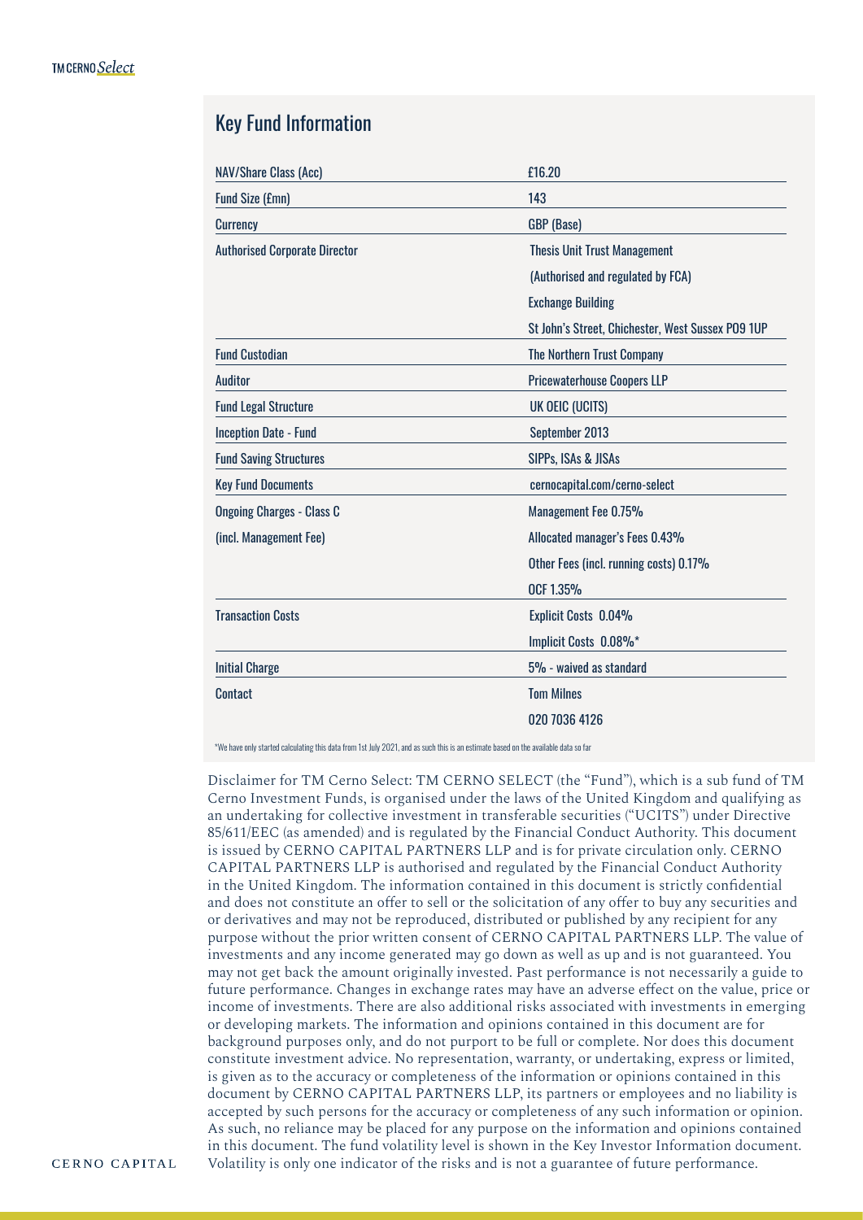## Key Fund Information

| | |
|---|---|
| NAV/Share Class (Acc) | £16.20 |
| Fund Size (£mn) | 143 |
| Currency | GBP (Base) |
| Authorised Corporate Director | Thesis Unit Trust Management<br>(Authorised and regulated by FCA)<br>Exchange Building<br>St John's Street, Chichester, West Sussex PO9 1UP |
| Fund Custodian | The Northern Trust Company |
| Auditor | Pricewaterhouse Coopers LLP |
| Fund Legal Structure | UK OEIC (UCITS) |
| Inception Date - Fund | September 2013 |
| Fund Saving Structures | SIPPs, ISAs & JISAs |
| Key Fund Documents | cernocapital.com/cerno-select |
| Ongoing Charges - Class C<br>(incl. Management Fee) | Management Fee 0.75%<br>Allocated manager's Fees 0.43%<br>Other Fees (incl. running costs) 0.17%<br>OCF 1.35% |
| Transaction Costs | Explicit Costs 0.04%<br>Implicit Costs 0.08%* |
| Initial Charge | 5% - waived as standard |
| Contact | Tom Milnes<br>020 7036 4126 |

*We have only started calculating this data from 1st July 2021, and as such this is an estimate based on the available data so far

Disclaimer for TM Cerno Select: TM CERNO SELECT (the "Fund"), which is a sub fund of TM Cerno Investment Funds, is organised under the laws of the United Kingdom and qualifying as an undertaking for collective investment in transferable securities ("UCITS") under Directive 85/611/EEC (as amended) and is regulated by the Financial Conduct Authority. This document is issued by CERNO CAPITAL PARTNERS LLP and is for private circulation only. CERNO CAPITAL PARTNERS LLP is authorised and regulated by the Financial Conduct Authority in the United Kingdom. The information contained in this document is strictly confidential and does not constitute an offer to sell or the solicitation of any offer to buy any securities and or derivatives and may not be reproduced, distributed or published by any recipient for any purpose without the prior written consent of CERNO CAPITAL PARTNERS LLP. The value of investments and any income generated may go down as well as up and is not guaranteed. You may not get back the amount originally invested. Past performance is not necessarily a guide to future performance. Changes in exchange rates may have an adverse effect on the value, price or income of investments. There are also additional risks associated with investments in emerging or developing markets. The information and opinions contained in this document are for background purposes only, and do not purport to be full or complete. Nor does this document constitute investment advice. No representation, warranty, or undertaking, express or limited, is given as to the accuracy or completeness of the information or opinions contained in this document by CERNO CAPITAL PARTNERS LLP, its partners or employees and no liability is accepted by such persons for the accuracy or completeness of any such information or opinion. As such, no reliance may be placed for any purpose on the information and opinions contained in this document. The fund volatility level is shown in the Key Investor Information document. Volatility is only one indicator of the risks and is not a guarantee of future performance.